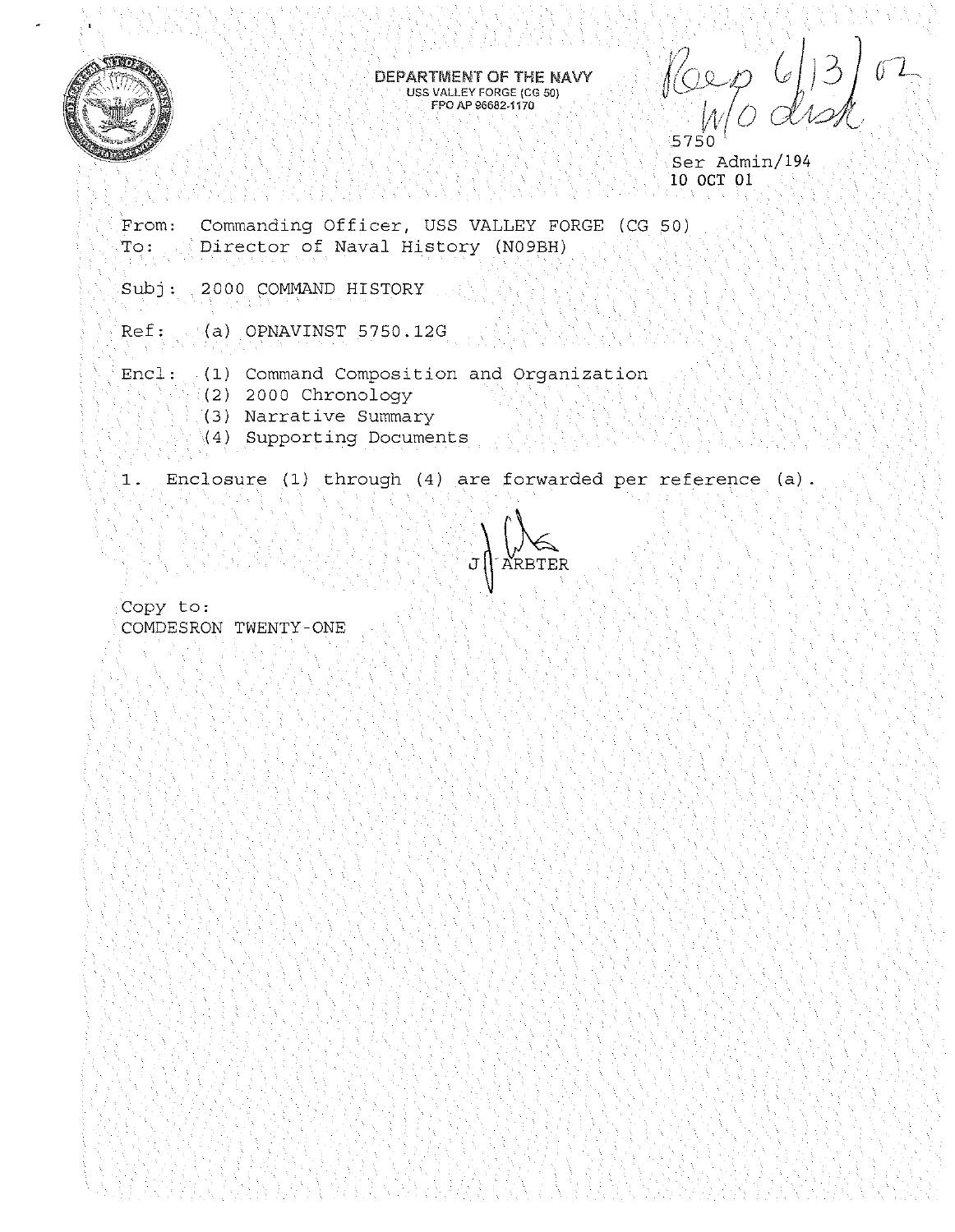DEPARTMENT OF THE NAVY
USS VALLEY FORGE (CG 50)
FPO AP 96682-1170

Rec'd 6/13/02
W/O disk

5750
Ser Admin/194
10 OCT 01

From: Commanding Officer, USS VALLEY FORGE (CG 50)
To: Director of Naval History (N09BH)

Subj: 2000 COMMAND HISTORY

Ref: (a) OPNAVINST 5750.12G

Encl: (1) Command Composition and Organization
(2) 2000 Chronology
(3) Narrative Summary
(4) Supporting Documents

1. Enclosure (1) through (4) are forwarded per reference (a).

J. ARBTER

Copy to:
COMDESRON TWENTY-ONE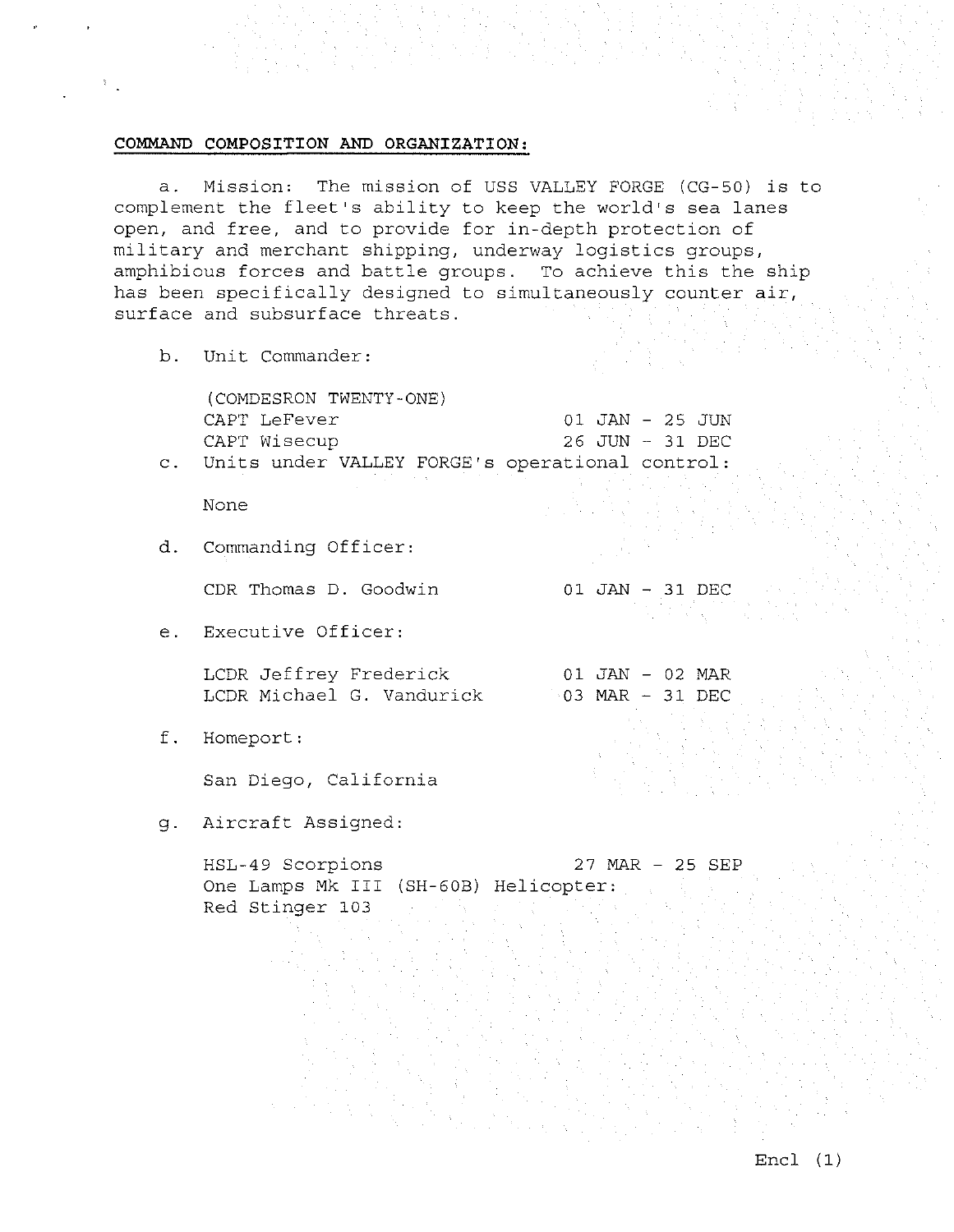**COMMAND COMPOSITION AND ORGANIZATION:**

a. Mission: The mission of USS VALLEY FORGE (CG-50) is to complement the fleet's ability to keep the world's sea lanes open, and free, and to provide for in-depth protection of military and merchant shipping, underway logistics groups, amphibious forces and battle groups. To achieve this the ship has been specifically designed to simultaneously counter air, surface and subsurface threats.

b. Unit Commander:

(COMDESRON TWENTY-ONE)

| | |
|---|---|
| CAPT LeFever | 01 JAN - 25 JUN |
| CAPT Wisecup | 26 JUN - 31 DEC |

c. Units under VALLEY FORGE's operational control:

None

d. Commanding Officer:

| | |
|---|---|
| CDR Thomas D. Goodwin | 01 JAN - 31 DEC |

e. Executive Officer:

| | |
|---|---|
| LCDR Jeffrey Frederick | 01 JAN - 02 MAR |
| LCDR Michael G. Vandurick | 03 MAR - 31 DEC |

f. Homeport:

San Diego, California

g. Aircraft Assigned:

| | |
|---|---|
| HSL-49 Scorpions | 27 MAR - 25 SEP |

One Lamps Mk III (SH-60B) Helicopter:
Red Stinger 103

Encl (1)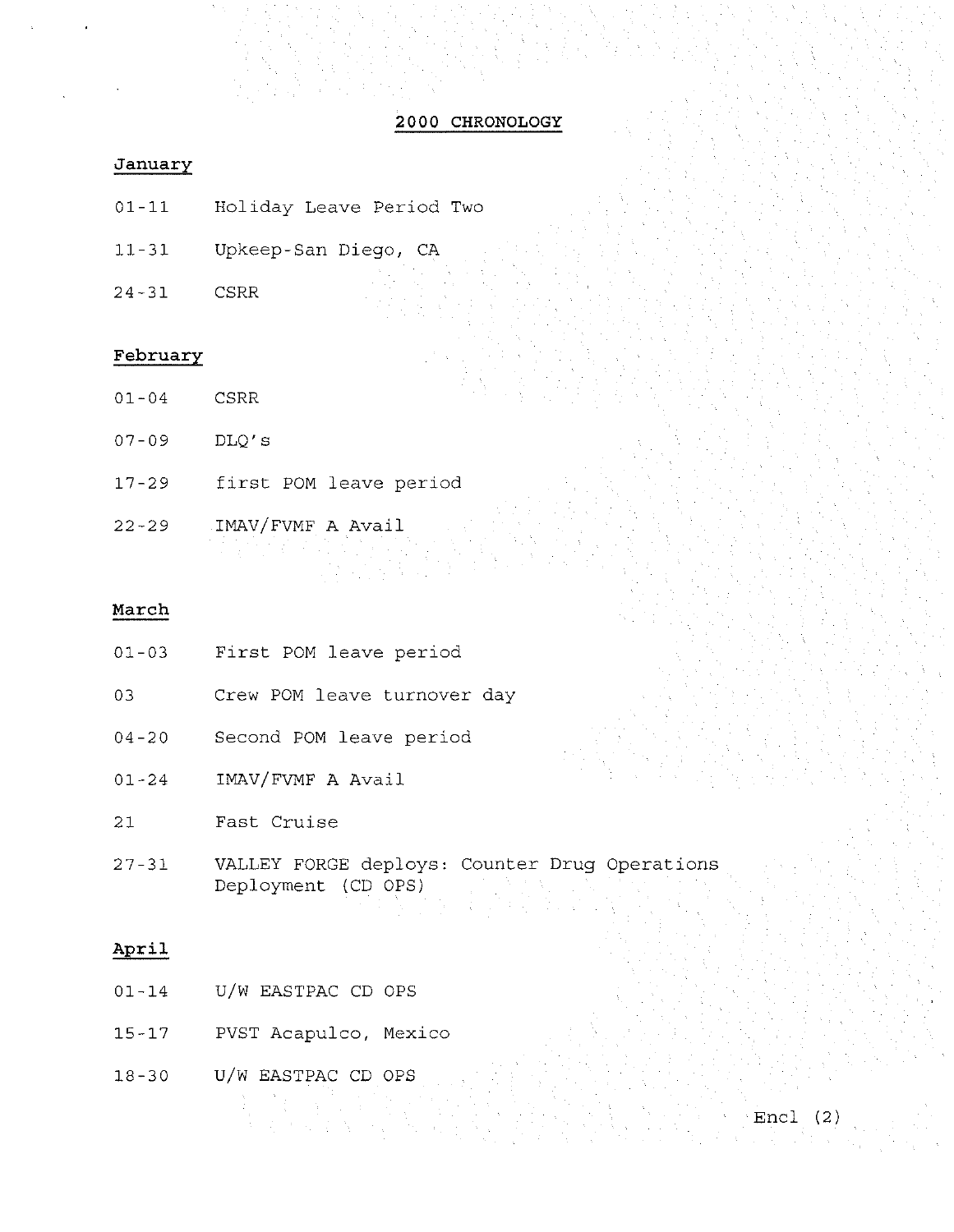# 2000 CHRONOLOGY

## January

01-11 Holiday Leave Period Two

11-31 Upkeep-San Diego, CA

24-31 CSRR

## February

01-04 CSRR

07-09 DLQ's

17-29 first POM leave period

22-29 IMAV/FVMF A Avail

## March

01-03 First POM leave period

03 Crew POM leave turnover day

04-20 Second POM leave period

01-24 IMAV/FVMF A Avail

21 Fast Cruise

27-31 VALLEY FORGE deploys: Counter Drug Operations Deployment (CD OPS)

## April

01-14 U/W EASTPAC CD OPS

15-17 PVST Acapulco, Mexico

18-30 U/W EASTPAC CD OPS

Encl (2)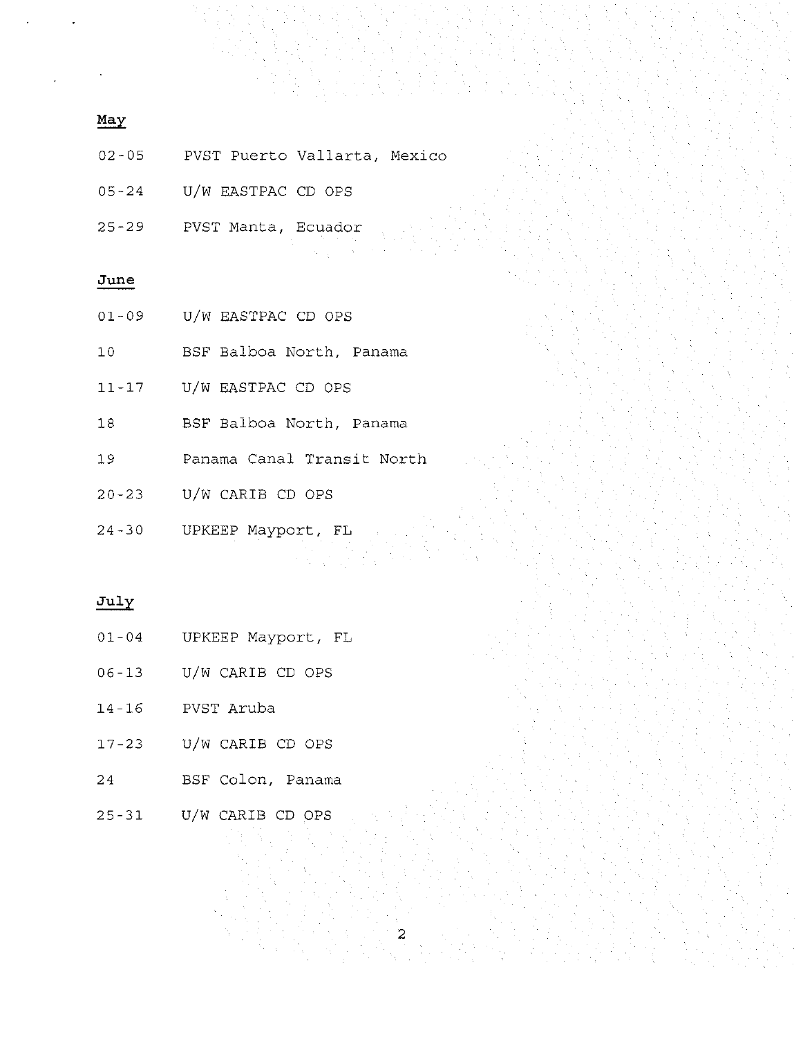<u>May</u>

02-05 PVST Puerto Vallarta, Mexico

05-24 U/W EASTPAC CD OPS

25-29 PVST Manta, Ecuador

<u>June</u>

01-09 U/W EASTPAC CD OPS

10 BSF Balboa North, Panama

11-17 U/W EASTPAC CD OPS

18 BSF Balboa North, Panama

19 Panama Canal Transit North

20-23 U/W CARIB CD OPS

24-30 UPKEEP Mayport, FL

<u>July</u>

01-04 UPKEEP Mayport, FL

06-13 U/W CARIB CD OPS

14-16 PVST Aruba

17-23 U/W CARIB CD OPS

24 BSF Colon, Panama

25-31 U/W CARIB CD OPS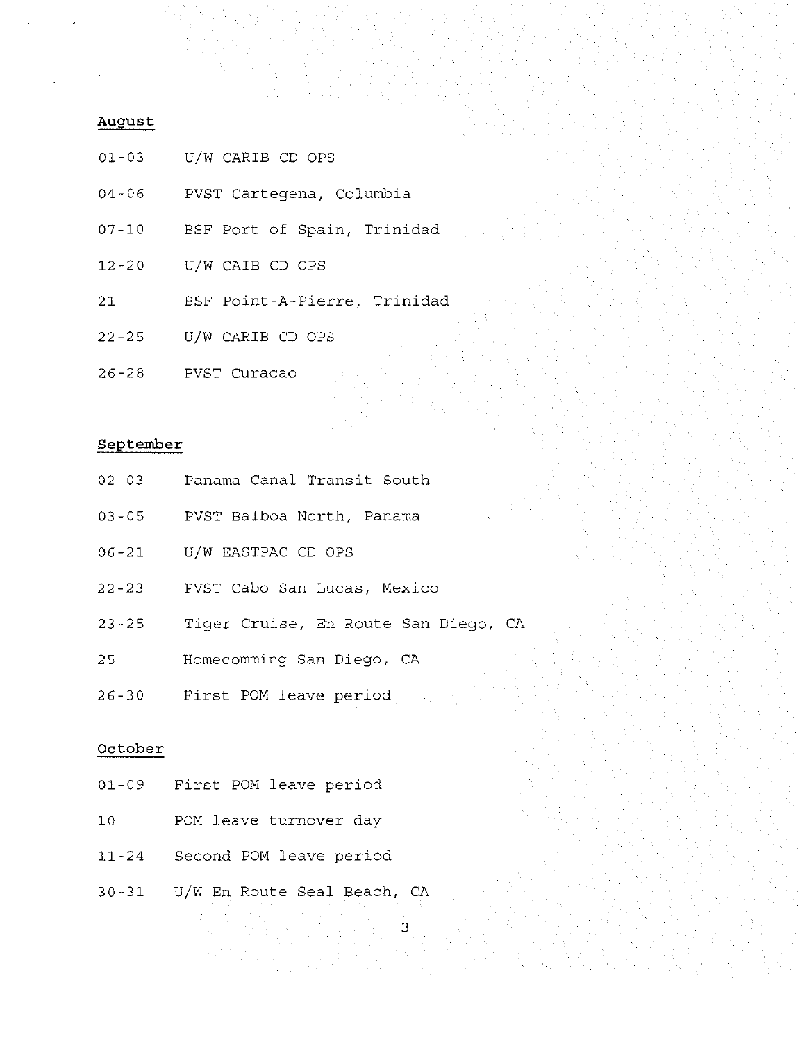**August**

01-03 U/W CARIB CD OPS

04-06 PVST Cartegena, Columbia

07-10 BSF Port of Spain, Trinidad

12-20 U/W CAIB CD OPS

21 BSF Point-A-Pierre, Trinidad

22-25 U/W CARIB CD OPS

26-28 PVST Curacao

**September**

02-03 Panama Canal Transit South

03-05 PVST Balboa North, Panama

06-21 U/W EASTPAC CD OPS

22-23 PVST Cabo San Lucas, Mexico

23-25 Tiger Cruise, En Route San Diego, CA

25 Homecomming San Diego, CA

26-30 First POM leave period

**October**

01-09 First POM leave period

10 POM leave turnover day

11-24 Second POM leave period

30-31 U/W En Route Seal Beach, CA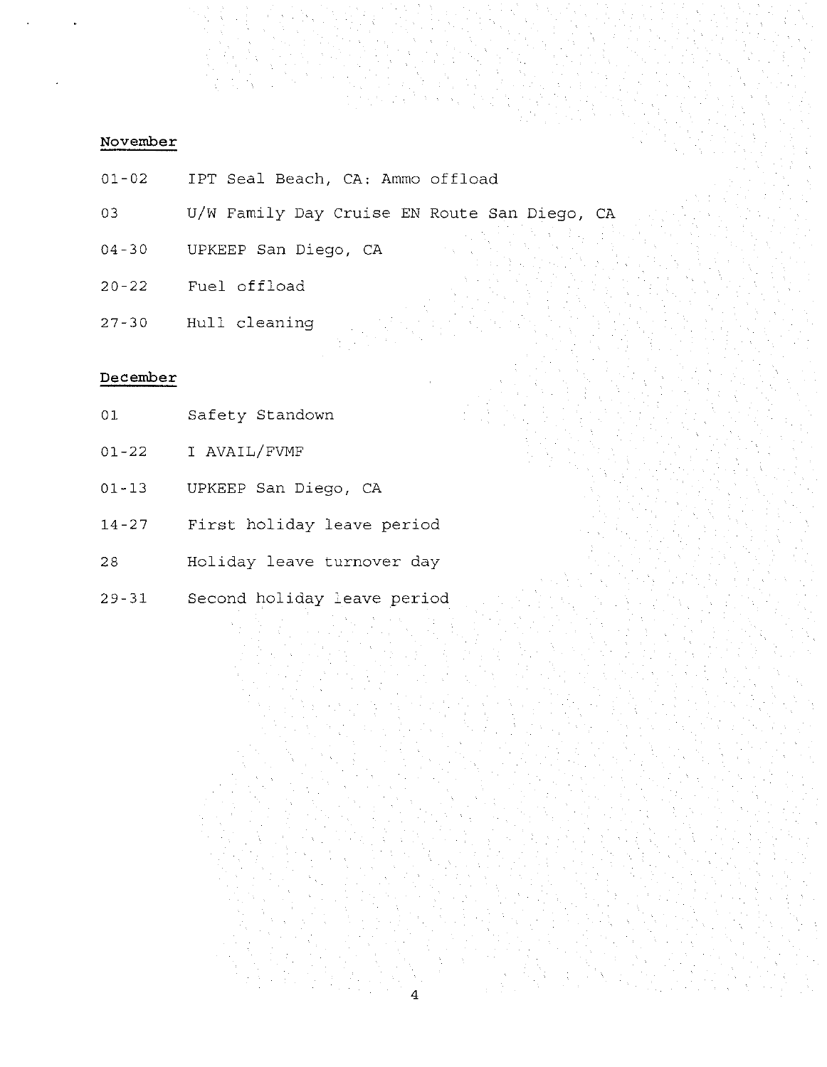November

01-02 IPT Seal Beach, CA: Ammo offload

03 U/W Family Day Cruise EN Route San Diego, CA

04-30 UPKEEP San Diego, CA

20-22 Fuel offload

27-30 Hull cleaning

December

01 Safety Standown

01-22 I AVAIL/FVMF

01-13 UPKEEP San Diego, CA

14-27 First holiday leave period

28 Holiday leave turnover day

29-31 Second holiday leave period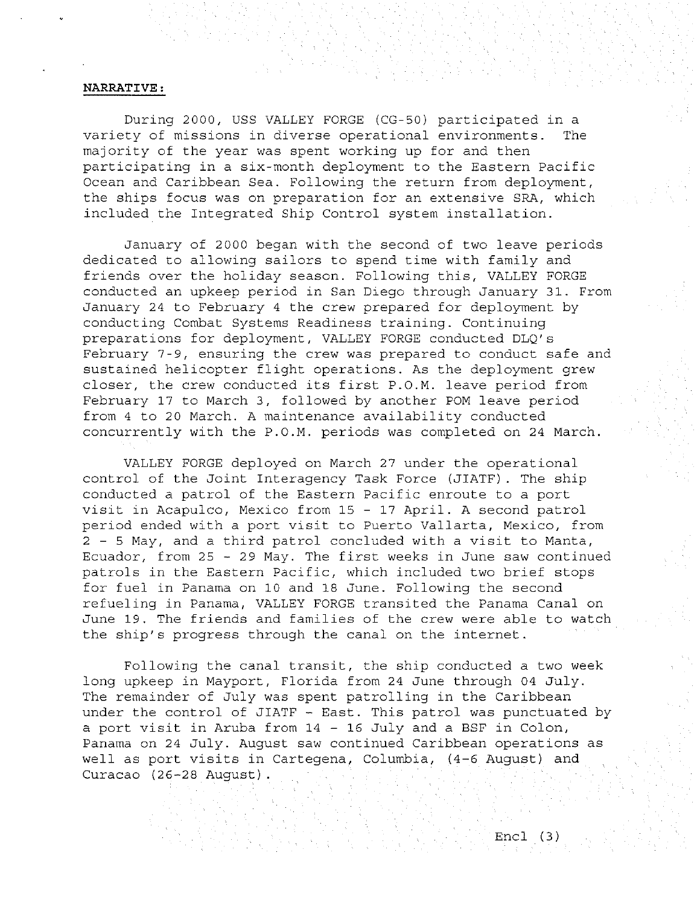**NARRATIVE:**

During 2000, USS VALLEY FORGE (CG-50) participated in a variety of missions in diverse operational environments. The majority of the year was spent working up for and then participating in a six-month deployment to the Eastern Pacific Ocean and Caribbean Sea. Following the return from deployment, the ships focus was on preparation for an extensive SRA, which included the Integrated Ship Control system installation.

January of 2000 began with the second of two leave periods dedicated to allowing sailors to spend time with family and friends over the holiday season. Following this, VALLEY FORGE conducted an upkeep period in San Diego through January 31. From January 24 to February 4 the crew prepared for deployment by conducting Combat Systems Readiness training. Continuing preparations for deployment, VALLEY FORGE conducted DLQ's February 7-9, ensuring the crew was prepared to conduct safe and sustained helicopter flight operations. As the deployment grew closer, the crew conducted its first P.O.M. leave period from February 17 to March 3, followed by another POM leave period from 4 to 20 March. A maintenance availability conducted concurrently with the P.O.M. periods was completed on 24 March.

VALLEY FORGE deployed on March 27 under the operational control of the Joint Interagency Task Force (JIATF). The ship conducted a patrol of the Eastern Pacific enroute to a port visit in Acapulco, Mexico from 15 - 17 April. A second patrol period ended with a port visit to Puerto Vallarta, Mexico, from 2 - 5 May, and a third patrol concluded with a visit to Manta, Ecuador, from 25 - 29 May. The first weeks in June saw continued patrols in the Eastern Pacific, which included two brief stops for fuel in Panama on 10 and 18 June. Following the second refueling in Panama, VALLEY FORGE transited the Panama Canal on June 19. The friends and families of the crew were able to watch the ship's progress through the canal on the internet.

Following the canal transit, the ship conducted a two week long upkeep in Mayport, Florida from 24 June through 04 July. The remainder of July was spent patrolling in the Caribbean under the control of JIATF - East. This patrol was punctuated by a port visit in Aruba from 14 - 16 July and a BSF in Colon, Panama on 24 July. August saw continued Caribbean operations as well as port visits in Cartegena, Columbia, (4-6 August) and Curacao (26-28 August).

Encl (3)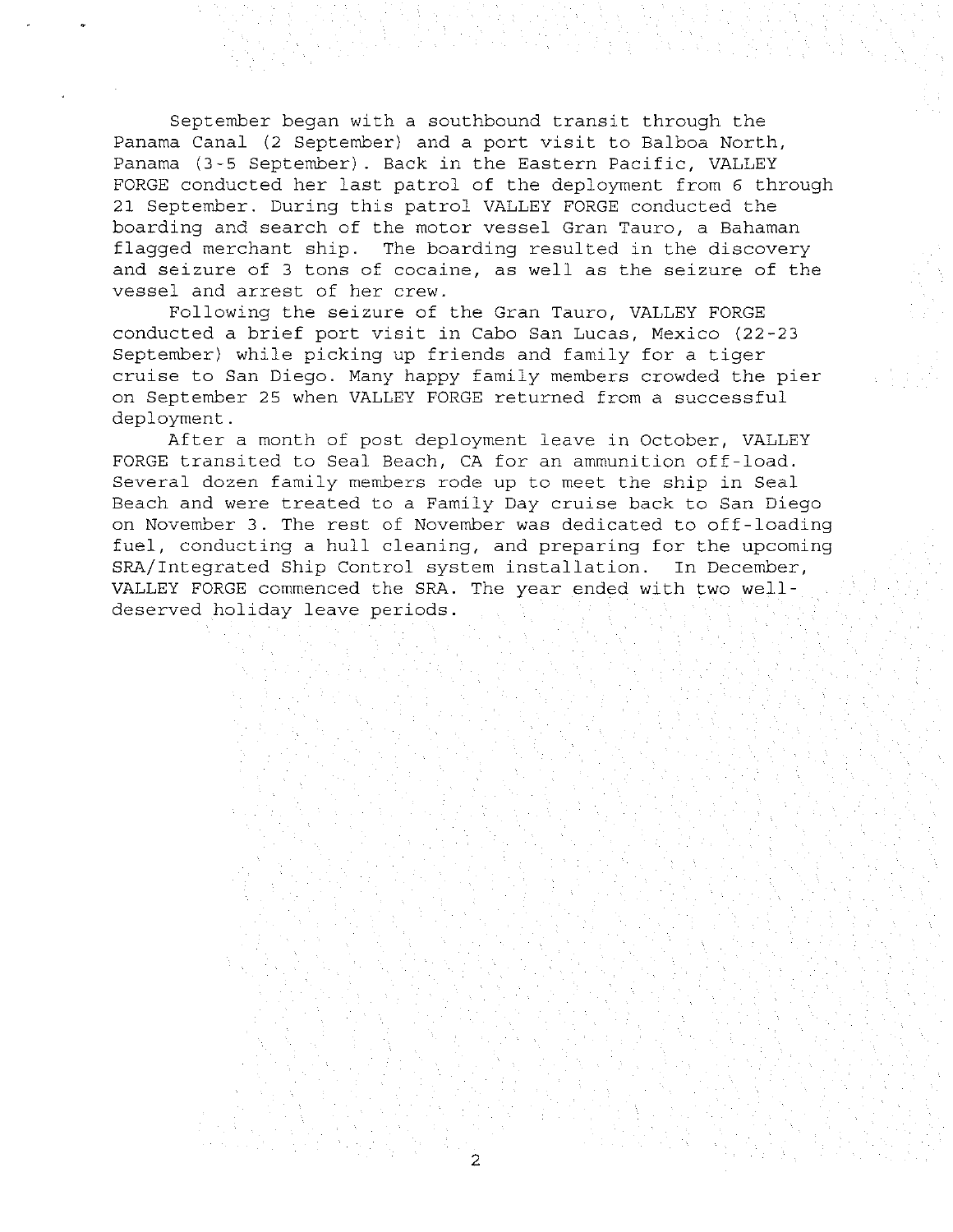September began with a southbound transit through the Panama Canal (2 September) and a port visit to Balboa North, Panama (3-5 September). Back in the Eastern Pacific, VALLEY FORGE conducted her last patrol of the deployment from 6 through 21 September. During this patrol VALLEY FORGE conducted the boarding and search of the motor vessel Gran Tauro, a Bahaman flagged merchant ship. The boarding resulted in the discovery and seizure of 3 tons of cocaine, as well as the seizure of the vessel and arrest of her crew.

Following the seizure of the Gran Tauro, VALLEY FORGE conducted a brief port visit in Cabo San Lucas, Mexico (22-23 September) while picking up friends and family for a tiger cruise to San Diego. Many happy family members crowded the pier on September 25 when VALLEY FORGE returned from a successful deployment.

After a month of post deployment leave in October, VALLEY FORGE transited to Seal Beach, CA for an ammunition off-load. Several dozen family members rode up to meet the ship in Seal Beach and were treated to a Family Day cruise back to San Diego on November 3. The rest of November was dedicated to off-loading fuel, conducting a hull cleaning, and preparing for the upcoming SRA/Integrated Ship Control system installation. In December, VALLEY FORGE commenced the SRA. The year ended with two well-deserved holiday leave periods.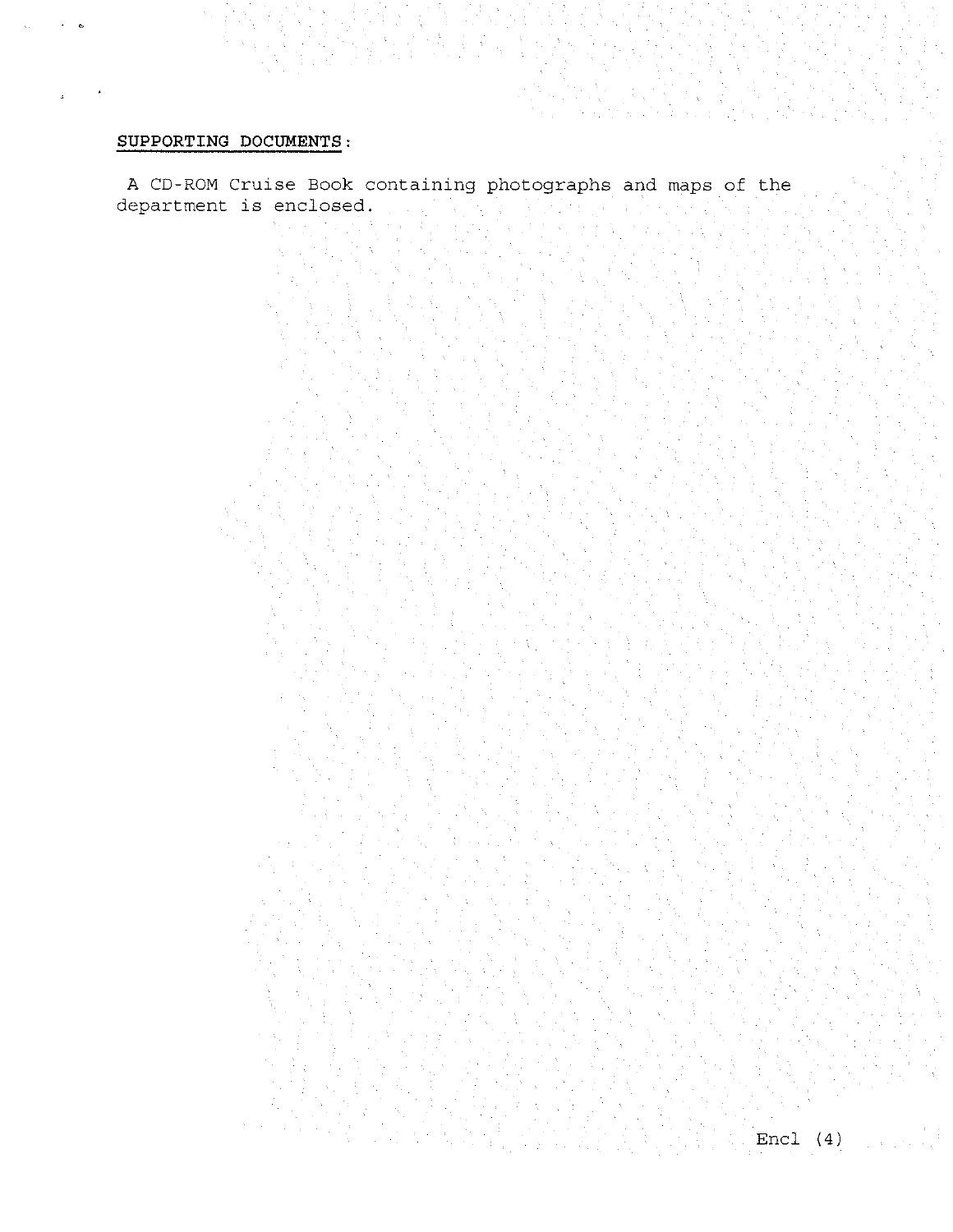**SUPPORTING DOCUMENTS**:

A CD-ROM Cruise Book containing photographs and maps of the department is enclosed.

Encl (4)